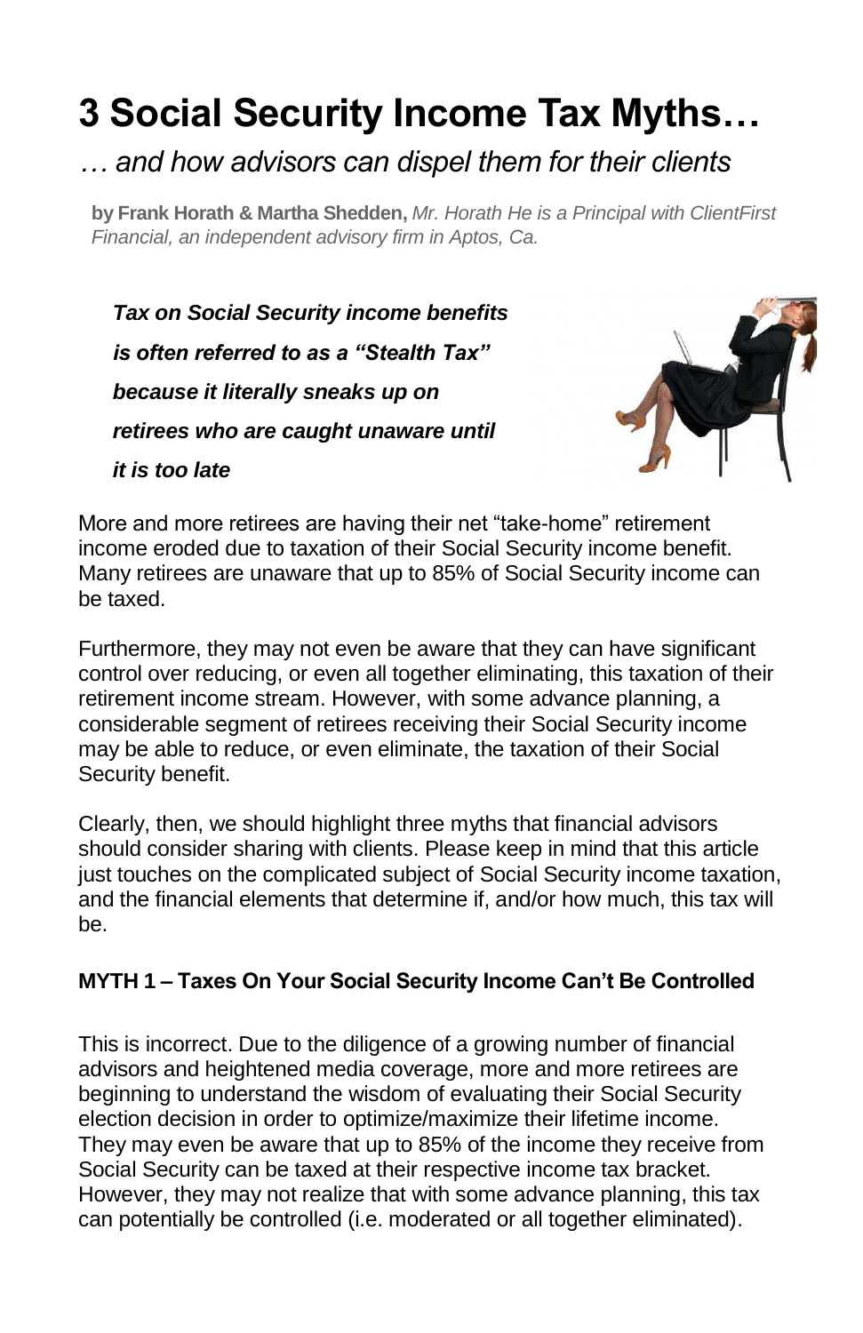# 3 Social Security Income Tax Myths…

*… and how advisors can dispel them for their clients*

**by Frank Horath & Martha Shedden,** *Mr. Horath He is a Principal with ClientFirst Financial, an independent advisory firm in Aptos, Ca.*

***Tax on Social Security income benefits is often referred to as a "Stealth Tax" because it literally sneaks up on retirees who are caught unaware until it is too late***

More and more retirees are having their net "take-home" retirement income eroded due to taxation of their Social Security income benefit. Many retirees are unaware that up to 85% of Social Security income can be taxed.

Furthermore, they may not even be aware that they can have significant control over reducing, or even all together eliminating, this taxation of their retirement income stream. However, with some advance planning, a considerable segment of retirees receiving their Social Security income may be able to reduce, or even eliminate, the taxation of their Social Security benefit.

Clearly, then, we should highlight three myths that financial advisors should consider sharing with clients. Please keep in mind that this article just touches on the complicated subject of Social Security income taxation, and the financial elements that determine if, and/or how much, this tax will be.

**MYTH 1 – Taxes On Your Social Security Income Can't Be Controlled**

This is incorrect. Due to the diligence of a growing number of financial advisors and heightened media coverage, more and more retirees are beginning to understand the wisdom of evaluating their Social Security election decision in order to optimize/maximize their lifetime income. They may even be aware that up to 85% of the income they receive from Social Security can be taxed at their respective income tax bracket. However, they may not realize that with some advance planning, this tax can potentially be controlled (i.e. moderated or all together eliminated).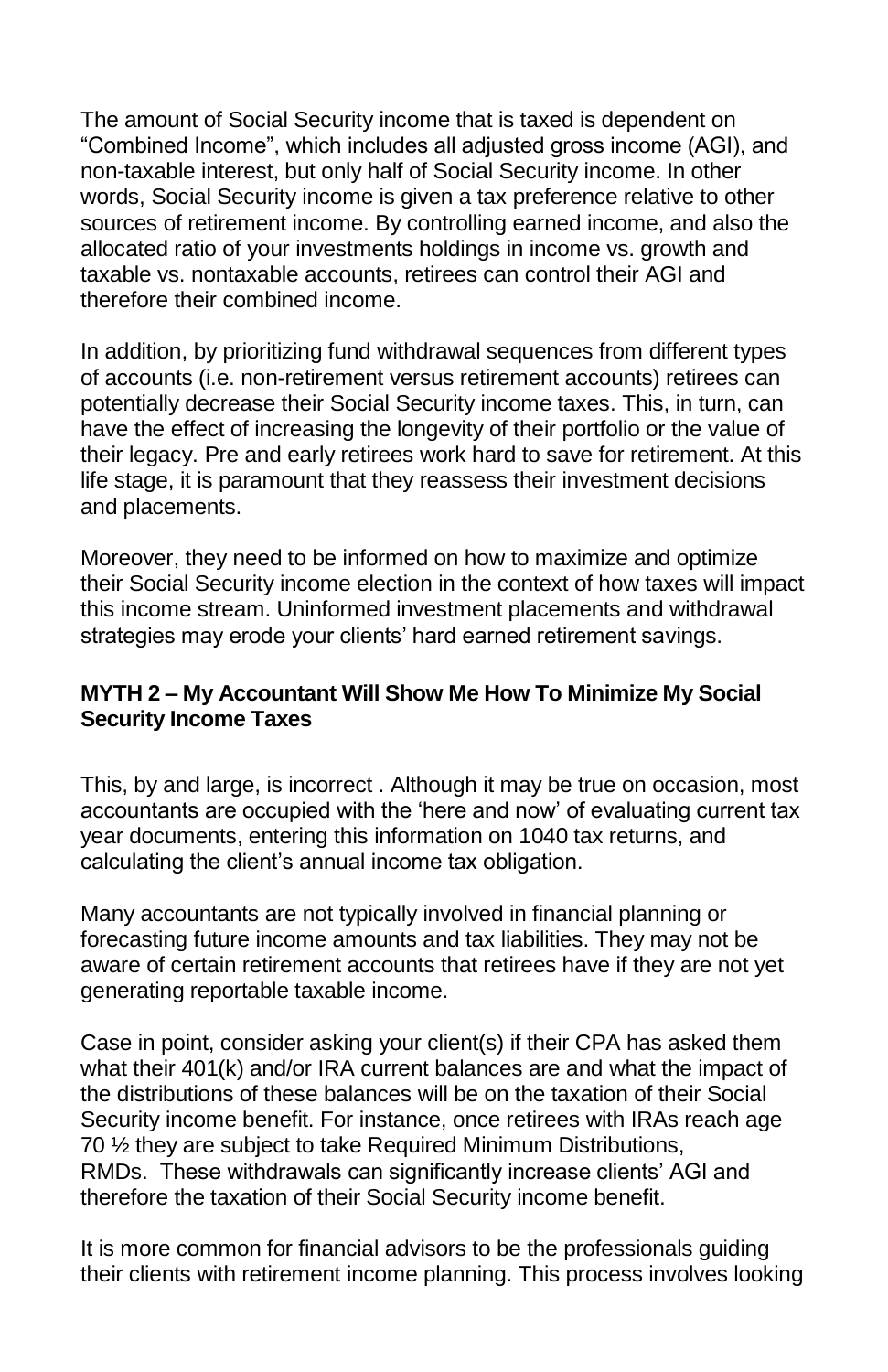The amount of Social Security income that is taxed is dependent on "Combined Income", which includes all adjusted gross income (AGI), and non-taxable interest, but only half of Social Security income. In other words, Social Security income is given a tax preference relative to other sources of retirement income. By controlling earned income, and also the allocated ratio of your investments holdings in income vs. growth and taxable vs. nontaxable accounts, retirees can control their AGI and therefore their combined income.

In addition, by prioritizing fund withdrawal sequences from different types of accounts (i.e. non-retirement versus retirement accounts) retirees can potentially decrease their Social Security income taxes. This, in turn, can have the effect of increasing the longevity of their portfolio or the value of their legacy. Pre and early retirees work hard to save for retirement. At this life stage, it is paramount that they reassess their investment decisions and placements.

Moreover, they need to be informed on how to maximize and optimize their Social Security income election in the context of how taxes will impact this income stream. Uninformed investment placements and withdrawal strategies may erode your clients' hard earned retirement savings.

**MYTH 2 – My Accountant Will Show Me How To Minimize My Social Security Income Taxes**

This, by and large, is incorrect . Although it may be true on occasion, most accountants are occupied with the 'here and now' of evaluating current tax year documents, entering this information on 1040 tax returns, and calculating the client's annual income tax obligation.

Many accountants are not typically involved in financial planning or forecasting future income amounts and tax liabilities. They may not be aware of certain retirement accounts that retirees have if they are not yet generating reportable taxable income.

Case in point, consider asking your client(s) if their CPA has asked them what their 401(k) and/or IRA current balances are and what the impact of the distributions of these balances will be on the taxation of their Social Security income benefit. For instance, once retirees with IRAs reach age 70 ½ they are subject to take Required Minimum Distributions, RMDs. These withdrawals can significantly increase clients' AGI and therefore the taxation of their Social Security income benefit.

It is more common for financial advisors to be the professionals guiding their clients with retirement income planning. This process involves looking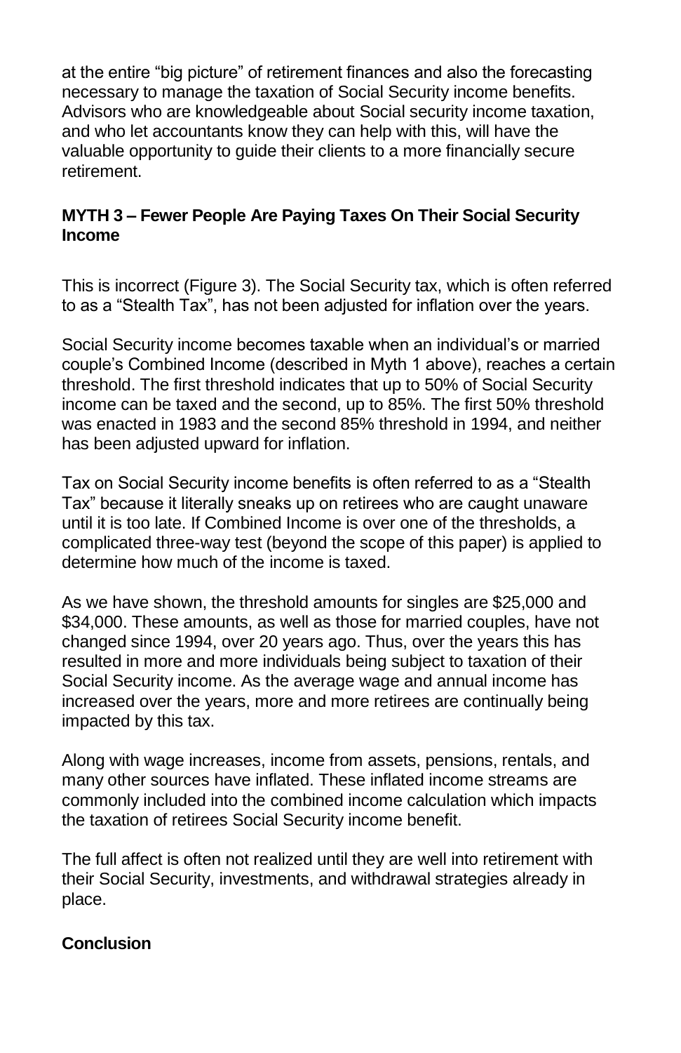at the entire "big picture" of retirement finances and also the forecasting necessary to manage the taxation of Social Security income benefits. Advisors who are knowledgeable about Social security income taxation, and who let accountants know they can help with this, will have the valuable opportunity to guide their clients to a more financially secure retirement.

### MYTH 3 – Fewer People Are Paying Taxes On Their Social Security Income

This is incorrect (Figure 3). The Social Security tax, which is often referred to as a "Stealth Tax", has not been adjusted for inflation over the years.

Social Security income becomes taxable when an individual's or married couple's Combined Income (described in Myth 1 above), reaches a certain threshold. The first threshold indicates that up to 50% of Social Security income can be taxed and the second, up to 85%. The first 50% threshold was enacted in 1983 and the second 85% threshold in 1994, and neither has been adjusted upward for inflation.

Tax on Social Security income benefits is often referred to as a "Stealth Tax" because it literally sneaks up on retirees who are caught unaware until it is too late. If Combined Income is over one of the thresholds, a complicated three-way test (beyond the scope of this paper) is applied to determine how much of the income is taxed.

As we have shown, the threshold amounts for singles are $25,000 and $34,000. These amounts, as well as those for married couples, have not changed since 1994, over 20 years ago. Thus, over the years this has resulted in more and more individuals being subject to taxation of their Social Security income. As the average wage and annual income has increased over the years, more and more retirees are continually being impacted by this tax.

Along with wage increases, income from assets, pensions, rentals, and many other sources have inflated. These inflated income streams are commonly included into the combined income calculation which impacts the taxation of retirees Social Security income benefit.

The full affect is often not realized until they are well into retirement with their Social Security, investments, and withdrawal strategies already in place.

### Conclusion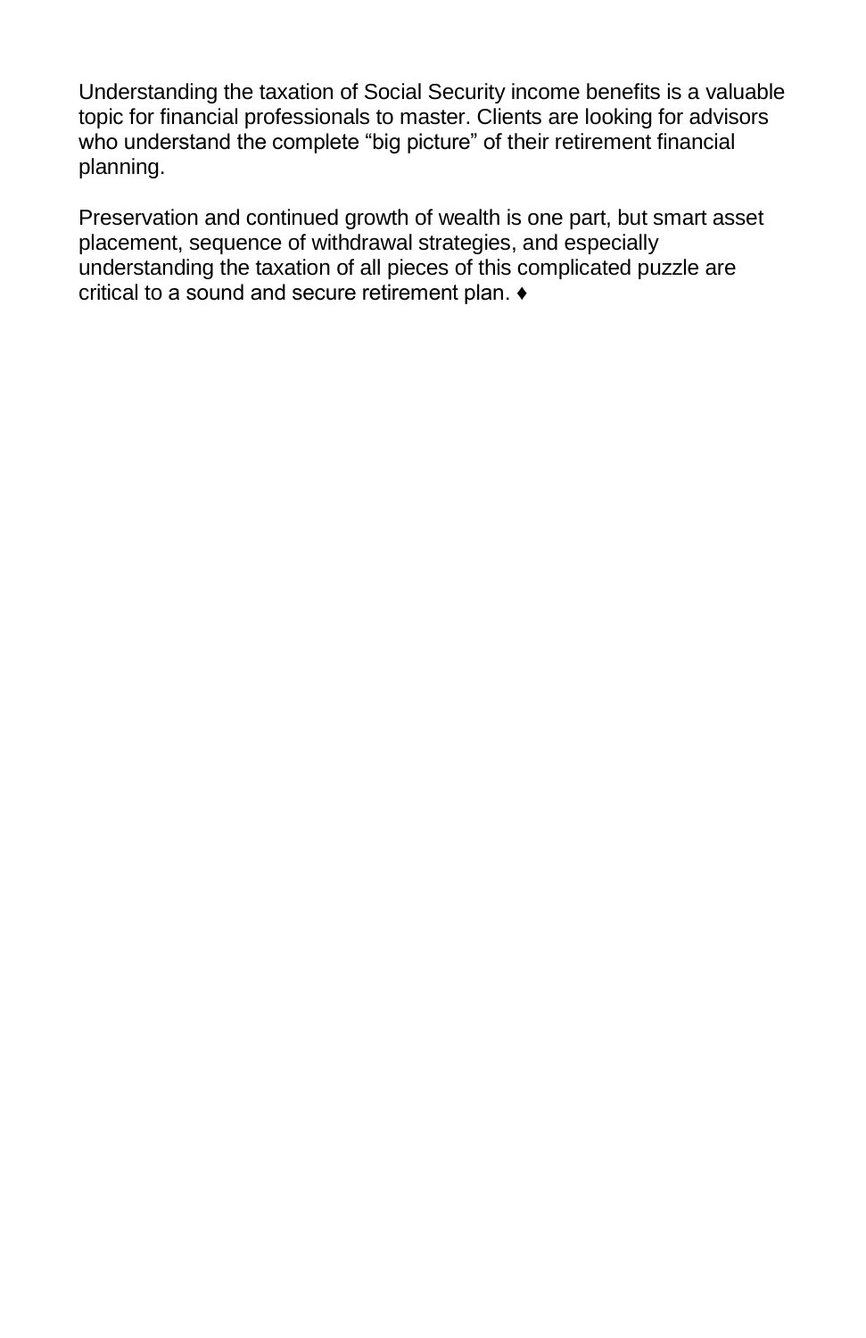Understanding the taxation of Social Security income benefits is a valuable topic for financial professionals to master. Clients are looking for advisors who understand the complete “big picture” of their retirement financial planning.

Preservation and continued growth of wealth is one part, but smart asset placement, sequence of withdrawal strategies, and especially understanding the taxation of all pieces of this complicated puzzle are critical to a sound and secure retirement plan. ♦